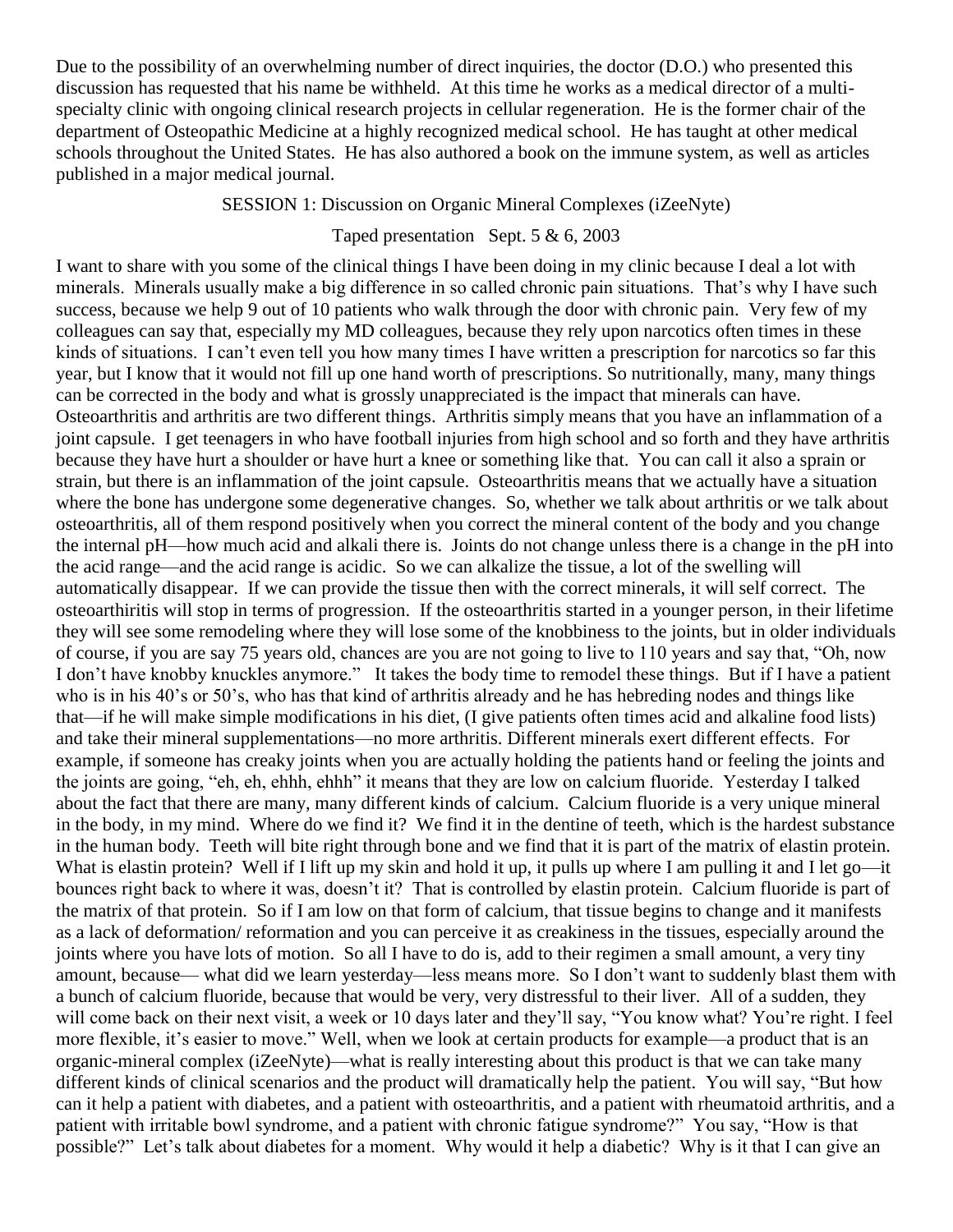Due to the possibility of an overwhelming number of direct inquiries, the doctor (D.O.) who presented this discussion has requested that his name be withheld. At this time he works as a medical director of a multi-specialty clinic with ongoing clinical research projects in cellular regeneration. He is the former chair of the department of Osteopathic Medicine at a highly recognized medical school. He has taught at other medical schools throughout the United States. He has also authored a book on the immune system, as well as articles published in a major medical journal.

SESSION 1: Discussion on Organic Mineral Complexes (iZeeNyte)

Taped presentation Sept. 5 & 6, 2003

I want to share with you some of the clinical things I have been doing in my clinic because I deal a lot with minerals. Minerals usually make a big difference in so called chronic pain situations. That's why I have such success, because we help 9 out of 10 patients who walk through the door with chronic pain. Very few of my colleagues can say that, especially my MD colleagues, because they rely upon narcotics often times in these kinds of situations. I can't even tell you how many times I have written a prescription for narcotics so far this year, but I know that it would not fill up one hand worth of prescriptions. So nutritionally, many, many things can be corrected in the body and what is grossly unappreciated is the impact that minerals can have. Osteoarthritis and arthritis are two different things. Arthritis simply means that you have an inflammation of a joint capsule. I get teenagers in who have football injuries from high school and so forth and they have arthritis because they have hurt a shoulder or have hurt a knee or something like that. You can call it also a sprain or strain, but there is an inflammation of the joint capsule. Osteoarthritis means that we actually have a situation where the bone has undergone some degenerative changes. So, whether we talk about arthritis or we talk about osteoarthritis, all of them respond positively when you correct the mineral content of the body and you change the internal pH—how much acid and alkali there is. Joints do not change unless there is a change in the pH into the acid range—and the acid range is acidic. So we can alkalize the tissue, a lot of the swelling will automatically disappear. If we can provide the tissue then with the correct minerals, it will self correct. The osteoarthiritis will stop in terms of progression. If the osteoarthritis started in a younger person, in their lifetime they will see some remodeling where they will lose some of the knobbiness to the joints, but in older individuals of course, if you are say 75 years old, chances are you are not going to live to 110 years and say that, "Oh, now I don't have knobby knuckles anymore." It takes the body time to remodel these things. But if I have a patient who is in his 40's or 50's, who has that kind of arthritis already and he has hebreding nodes and things like that—if he will make simple modifications in his diet, (I give patients often times acid and alkaline food lists) and take their mineral supplementations—no more arthritis. Different minerals exert different effects. For example, if someone has creaky joints when you are actually holding the patients hand or feeling the joints and the joints are going, "eh, eh, ehhh, ehhh" it means that they are low on calcium fluoride. Yesterday I talked about the fact that there are many, many different kinds of calcium. Calcium fluoride is a very unique mineral in the body, in my mind. Where do we find it? We find it in the dentine of teeth, which is the hardest substance in the human body. Teeth will bite right through bone and we find that it is part of the matrix of elastin protein. What is elastin protein? Well if I lift up my skin and hold it up, it pulls up where I am pulling it and I let go—it bounces right back to where it was, doesn't it? That is controlled by elastin protein. Calcium fluoride is part of the matrix of that protein. So if I am low on that form of calcium, that tissue begins to change and it manifests as a lack of deformation/ reformation and you can perceive it as creakiness in the tissues, especially around the joints where you have lots of motion. So all I have to do is, add to their regimen a small amount, a very tiny amount, because— what did we learn yesterday—less means more. So I don't want to suddenly blast them with a bunch of calcium fluoride, because that would be very, very distressful to their liver. All of a sudden, they will come back on their next visit, a week or 10 days later and they'll say, "You know what? You're right. I feel more flexible, it's easier to move." Well, when we look at certain products for example—a product that is an organic-mineral complex (iZeeNyte)—what is really interesting about this product is that we can take many different kinds of clinical scenarios and the product will dramatically help the patient. You will say, "But how can it help a patient with diabetes, and a patient with osteoarthritis, and a patient with rheumatoid arthritis, and a patient with irritable bowl syndrome, and a patient with chronic fatigue syndrome?" You say, "How is that possible?" Let's talk about diabetes for a moment. Why would it help a diabetic? Why is it that I can give an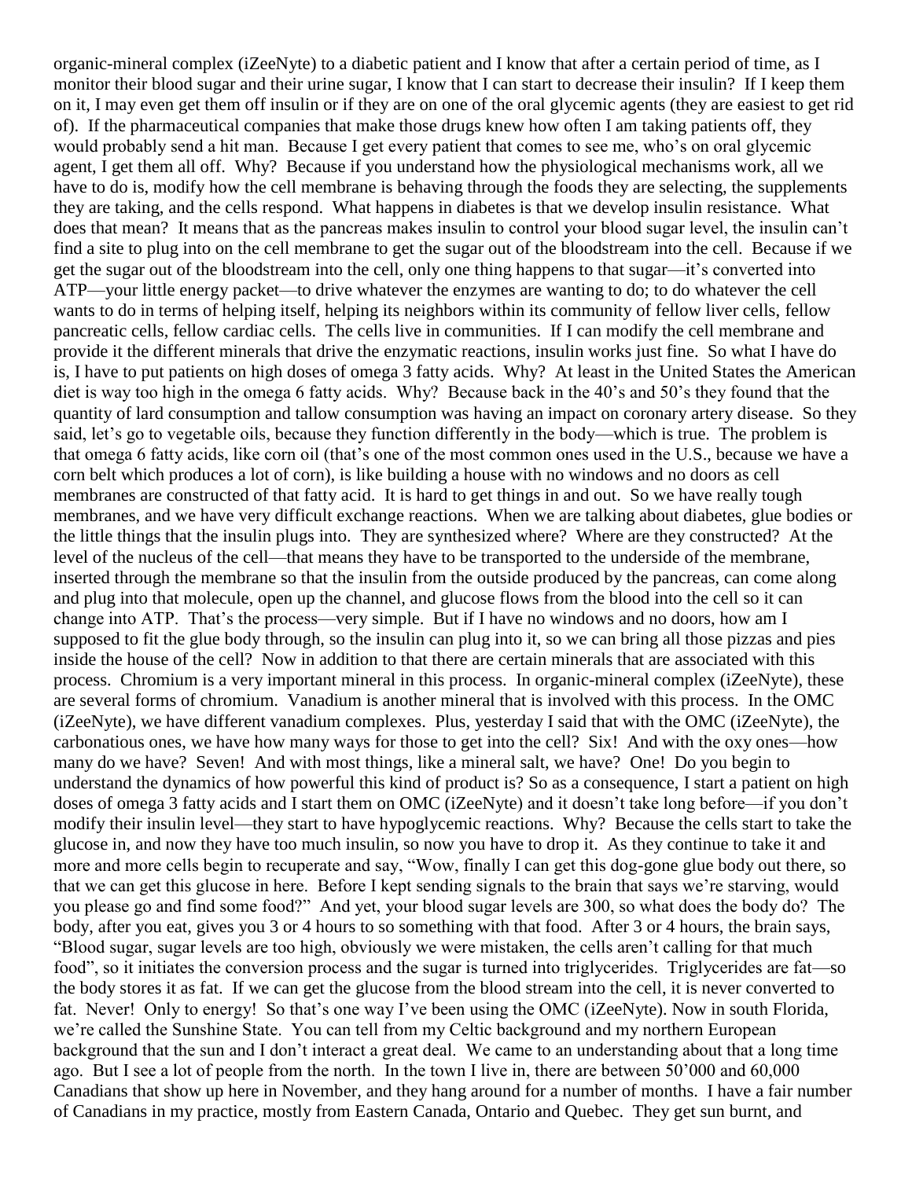organic-mineral complex (iZeeNyte) to a diabetic patient and I know that after a certain period of time, as I monitor their blood sugar and their urine sugar, I know that I can start to decrease their insulin? If I keep them on it, I may even get them off insulin or if they are on one of the oral glycemic agents (they are easiest to get rid of). If the pharmaceutical companies that make those drugs knew how often I am taking patients off, they would probably send a hit man. Because I get every patient that comes to see me, who's on oral glycemic agent, I get them all off. Why? Because if you understand how the physiological mechanisms work, all we have to do is, modify how the cell membrane is behaving through the foods they are selecting, the supplements they are taking, and the cells respond. What happens in diabetes is that we develop insulin resistance. What does that mean? It means that as the pancreas makes insulin to control your blood sugar level, the insulin can't find a site to plug into on the cell membrane to get the sugar out of the bloodstream into the cell. Because if we get the sugar out of the bloodstream into the cell, only one thing happens to that sugar—it's converted into ATP—your little energy packet—to drive whatever the enzymes are wanting to do; to do whatever the cell wants to do in terms of helping itself, helping its neighbors within its community of fellow liver cells, fellow pancreatic cells, fellow cardiac cells. The cells live in communities. If I can modify the cell membrane and provide it the different minerals that drive the enzymatic reactions, insulin works just fine. So what I have do is, I have to put patients on high doses of omega 3 fatty acids. Why? At least in the United States the American diet is way too high in the omega 6 fatty acids. Why? Because back in the 40's and 50's they found that the quantity of lard consumption and tallow consumption was having an impact on coronary artery disease. So they said, let's go to vegetable oils, because they function differently in the body—which is true. The problem is that omega 6 fatty acids, like corn oil (that's one of the most common ones used in the U.S., because we have a corn belt which produces a lot of corn), is like building a house with no windows and no doors as cell membranes are constructed of that fatty acid. It is hard to get things in and out. So we have really tough membranes, and we have very difficult exchange reactions. When we are talking about diabetes, glue bodies or the little things that the insulin plugs into. They are synthesized where? Where are they constructed? At the level of the nucleus of the cell—that means they have to be transported to the underside of the membrane, inserted through the membrane so that the insulin from the outside produced by the pancreas, can come along and plug into that molecule, open up the channel, and glucose flows from the blood into the cell so it can change into ATP. That's the process—very simple. But if I have no windows and no doors, how am I supposed to fit the glue body through, so the insulin can plug into it, so we can bring all those pizzas and pies inside the house of the cell? Now in addition to that there are certain minerals that are associated with this process. Chromium is a very important mineral in this process. In organic-mineral complex (iZeeNyte), these are several forms of chromium. Vanadium is another mineral that is involved with this process. In the OMC (iZeeNyte), we have different vanadium complexes. Plus, yesterday I said that with the OMC (iZeeNyte), the carbonatious ones, we have how many ways for those to get into the cell? Six! And with the oxy ones—how many do we have? Seven! And with most things, like a mineral salt, we have? One! Do you begin to understand the dynamics of how powerful this kind of product is? So as a consequence, I start a patient on high doses of omega 3 fatty acids and I start them on OMC (iZeeNyte) and it doesn't take long before—if you don't modify their insulin level—they start to have hypoglycemic reactions. Why? Because the cells start to take the glucose in, and now they have too much insulin, so now you have to drop it. As they continue to take it and more and more cells begin to recuperate and say, "Wow, finally I can get this dog-gone glue body out there, so that we can get this glucose in here. Before I kept sending signals to the brain that says we're starving, would you please go and find some food?" And yet, your blood sugar levels are 300, so what does the body do? The body, after you eat, gives you 3 or 4 hours to so something with that food. After 3 or 4 hours, the brain says, "Blood sugar, sugar levels are too high, obviously we were mistaken, the cells aren't calling for that much food", so it initiates the conversion process and the sugar is turned into triglycerides. Triglycerides are fat—so the body stores it as fat. If we can get the glucose from the blood stream into the cell, it is never converted to fat. Never! Only to energy! So that's one way I've been using the OMC (iZeeNyte). Now in south Florida, we're called the Sunshine State. You can tell from my Celtic background and my northern European background that the sun and I don't interact a great deal. We came to an understanding about that a long time ago. But I see a lot of people from the north. In the town I live in, there are between 50'000 and 60,000 Canadians that show up here in November, and they hang around for a number of months. I have a fair number of Canadians in my practice, mostly from Eastern Canada, Ontario and Quebec. They get sun burnt, and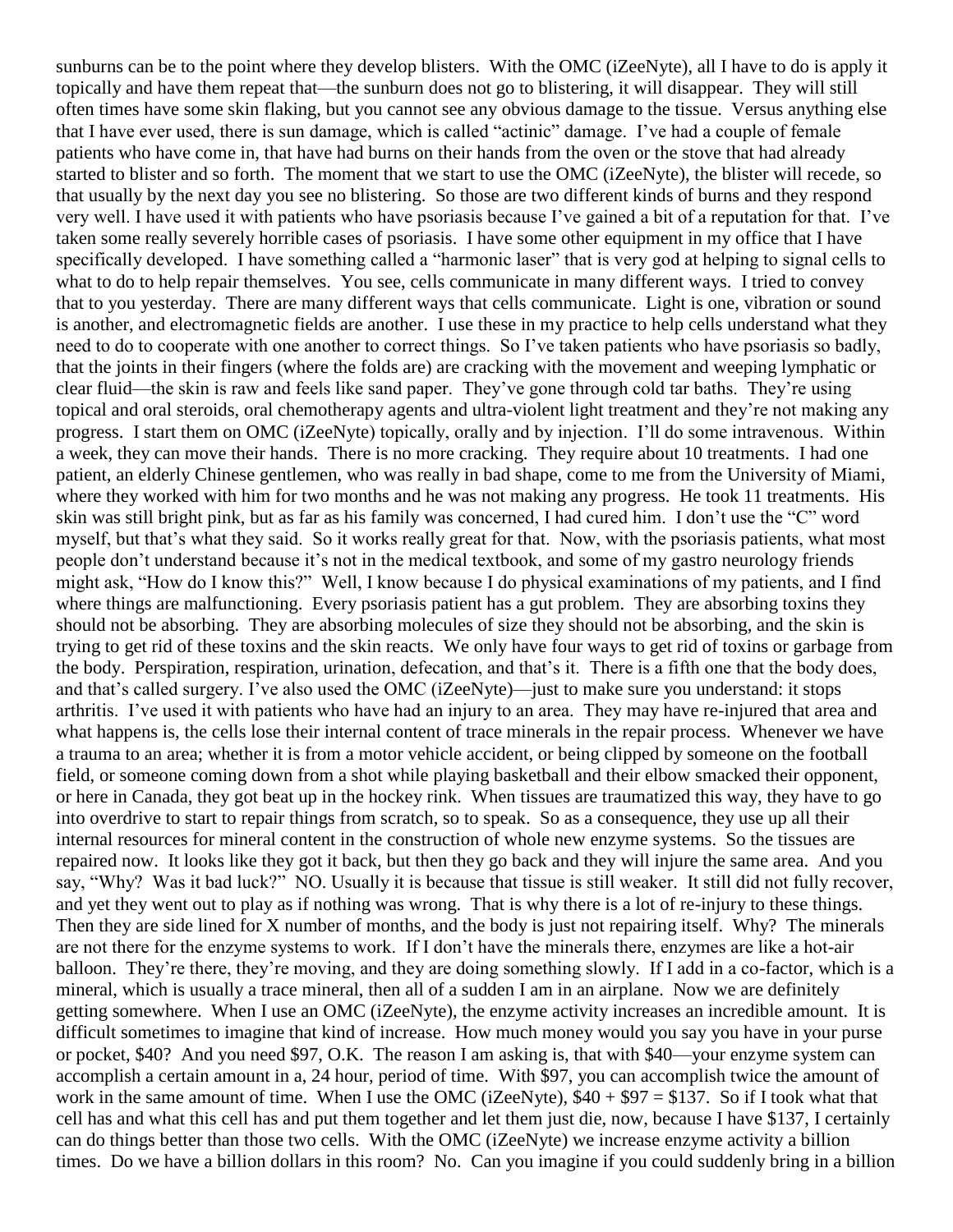sunburns can be to the point where they develop blisters. With the OMC (iZeeNyte), all I have to do is apply it topically and have them repeat that—the sunburn does not go to blistering, it will disappear. They will still often times have some skin flaking, but you cannot see any obvious damage to the tissue. Versus anything else that I have ever used, there is sun damage, which is called "actinic" damage. I've had a couple of female patients who have come in, that have had burns on their hands from the oven or the stove that had already started to blister and so forth. The moment that we start to use the OMC (iZeeNyte), the blister will recede, so that usually by the next day you see no blistering. So those are two different kinds of burns and they respond very well. I have used it with patients who have psoriasis because I've gained a bit of a reputation for that. I've taken some really severely horrible cases of psoriasis. I have some other equipment in my office that I have specifically developed. I have something called a "harmonic laser" that is very god at helping to signal cells to what to do to help repair themselves. You see, cells communicate in many different ways. I tried to convey that to you yesterday. There are many different ways that cells communicate. Light is one, vibration or sound is another, and electromagnetic fields are another. I use these in my practice to help cells understand what they need to do to cooperate with one another to correct things. So I've taken patients who have psoriasis so badly, that the joints in their fingers (where the folds are) are cracking with the movement and weeping lymphatic or clear fluid—the skin is raw and feels like sand paper. They've gone through cold tar baths. They're using topical and oral steroids, oral chemotherapy agents and ultra-violent light treatment and they're not making any progress. I start them on OMC (iZeeNyte) topically, orally and by injection. I'll do some intravenous. Within a week, they can move their hands. There is no more cracking. They require about 10 treatments. I had one patient, an elderly Chinese gentlemen, who was really in bad shape, come to me from the University of Miami, where they worked with him for two months and he was not making any progress. He took 11 treatments. His skin was still bright pink, but as far as his family was concerned, I had cured him. I don't use the "C" word myself, but that's what they said. So it works really great for that. Now, with the psoriasis patients, what most people don't understand because it's not in the medical textbook, and some of my gastro neurology friends might ask, "How do I know this?" Well, I know because I do physical examinations of my patients, and I find where things are malfunctioning. Every psoriasis patient has a gut problem. They are absorbing toxins they should not be absorbing. They are absorbing molecules of size they should not be absorbing, and the skin is trying to get rid of these toxins and the skin reacts. We only have four ways to get rid of toxins or garbage from the body. Perspiration, respiration, urination, defecation, and that's it. There is a fifth one that the body does, and that's called surgery. I've also used the OMC (iZeeNyte)—just to make sure you understand: it stops arthritis. I've used it with patients who have had an injury to an area. They may have re-injured that area and what happens is, the cells lose their internal content of trace minerals in the repair process. Whenever we have a trauma to an area; whether it is from a motor vehicle accident, or being clipped by someone on the football field, or someone coming down from a shot while playing basketball and their elbow smacked their opponent, or here in Canada, they got beat up in the hockey rink. When tissues are traumatized this way, they have to go into overdrive to start to repair things from scratch, so to speak. So as a consequence, they use up all their internal resources for mineral content in the construction of whole new enzyme systems. So the tissues are repaired now. It looks like they got it back, but then they go back and they will injure the same area. And you say, "Why? Was it bad luck?" NO. Usually it is because that tissue is still weaker. It still did not fully recover, and yet they went out to play as if nothing was wrong. That is why there is a lot of re-injury to these things. Then they are side lined for X number of months, and the body is just not repairing itself. Why? The minerals are not there for the enzyme systems to work. If I don't have the minerals there, enzymes are like a hot-air balloon. They're there, they're moving, and they are doing something slowly. If I add in a co-factor, which is a mineral, which is usually a trace mineral, then all of a sudden I am in an airplane. Now we are definitely getting somewhere. When I use an OMC (iZeeNyte), the enzyme activity increases an incredible amount. It is difficult sometimes to imagine that kind of increase. How much money would you say you have in your purse or pocket, $40? And you need $97, O.K. The reason I am asking is, that with $40—your enzyme system can accomplish a certain amount in a, 24 hour, period of time. With $97, you can accomplish twice the amount of work in the same amount of time. When I use the OMC (iZeeNyte), $40 + $97 = $137. So if I took what that cell has and what this cell has and put them together and let them just die, now, because I have $137, I certainly can do things better than those two cells. With the OMC (iZeeNyte) we increase enzyme activity a billion times. Do we have a billion dollars in this room? No. Can you imagine if you could suddenly bring in a billion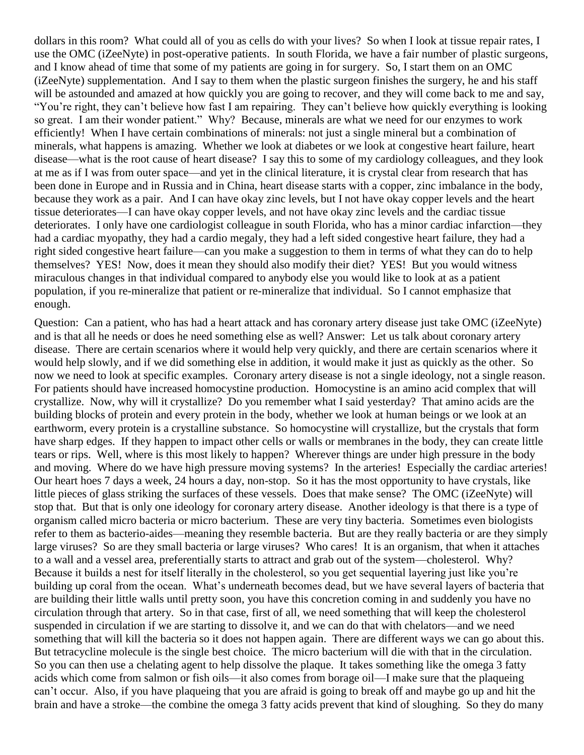dollars in this room? What could all of you as cells do with your lives? So when I look at tissue repair rates, I use the OMC (iZeeNyte) in post-operative patients. In south Florida, we have a fair number of plastic surgeons, and I know ahead of time that some of my patients are going in for surgery. So, I start them on an OMC (iZeeNyte) supplementation. And I say to them when the plastic surgeon finishes the surgery, he and his staff will be astounded and amazed at how quickly you are going to recover, and they will come back to me and say, "You're right, they can't believe how fast I am repairing. They can't believe how quickly everything is looking so great. I am their wonder patient." Why? Because, minerals are what we need for our enzymes to work efficiently! When I have certain combinations of minerals: not just a single mineral but a combination of minerals, what happens is amazing. Whether we look at diabetes or we look at congestive heart failure, heart disease—what is the root cause of heart disease? I say this to some of my cardiology colleagues, and they look at me as if I was from outer space—and yet in the clinical literature, it is crystal clear from research that has been done in Europe and in Russia and in China, heart disease starts with a copper, zinc imbalance in the body, because they work as a pair. And I can have okay zinc levels, but I not have okay copper levels and the heart tissue deteriorates—I can have okay copper levels, and not have okay zinc levels and the cardiac tissue deteriorates. I only have one cardiologist colleague in south Florida, who has a minor cardiac infarction—they had a cardiac myopathy, they had a cardio megaly, they had a left sided congestive heart failure, they had a right sided congestive heart failure—can you make a suggestion to them in terms of what they can do to help themselves? YES! Now, does it mean they should also modify their diet? YES! But you would witness miraculous changes in that individual compared to anybody else you would like to look at as a patient population, if you re-mineralize that patient or re-mineralize that individual. So I cannot emphasize that enough.

Question: Can a patient, who has had a heart attack and has coronary artery disease just take OMC (iZeeNyte) and is that all he needs or does he need something else as well? Answer: Let us talk about coronary artery disease. There are certain scenarios where it would help very quickly, and there are certain scenarios where it would help slowly, and if we did something else in addition, it would make it just as quickly as the other. So now we need to look at specific examples. Coronary artery disease is not a single ideology, not a single reason. For patients should have increased homocystine production. Homocystine is an amino acid complex that will crystallize. Now, why will it crystallize? Do you remember what I said yesterday? That amino acids are the building blocks of protein and every protein in the body, whether we look at human beings or we look at an earthworm, every protein is a crystalline substance. So homocystine will crystallize, but the crystals that form have sharp edges. If they happen to impact other cells or walls or membranes in the body, they can create little tears or rips. Well, where is this most likely to happen? Wherever things are under high pressure in the body and moving. Where do we have high pressure moving systems? In the arteries! Especially the cardiac arteries! Our heart hoes 7 days a week, 24 hours a day, non-stop. So it has the most opportunity to have crystals, like little pieces of glass striking the surfaces of these vessels. Does that make sense? The OMC (iZeeNyte) will stop that. But that is only one ideology for coronary artery disease. Another ideology is that there is a type of organism called micro bacteria or micro bacterium. These are very tiny bacteria. Sometimes even biologists refer to them as bacterio-aides—meaning they resemble bacteria. But are they really bacteria or are they simply large viruses? So are they small bacteria or large viruses? Who cares! It is an organism, that when it attaches to a wall and a vessel area, preferentially starts to attract and grab out of the system—cholesterol. Why? Because it builds a nest for itself literally in the cholesterol, so you get sequential layering just like you're building up coral from the ocean. What's underneath becomes dead, but we have several layers of bacteria that are building their little walls until pretty soon, you have this concretion coming in and suddenly you have no circulation through that artery. So in that case, first of all, we need something that will keep the cholesterol suspended in circulation if we are starting to dissolve it, and we can do that with chelators—and we need something that will kill the bacteria so it does not happen again. There are different ways we can go about this. But tetracycline molecule is the single best choice. The micro bacterium will die with that in the circulation. So you can then use a chelating agent to help dissolve the plaque. It takes something like the omega 3 fatty acids which come from salmon or fish oils—it also comes from borage oil—I make sure that the plaqueing can't occur. Also, if you have plaqueing that you are afraid is going to break off and maybe go up and hit the brain and have a stroke—the combine the omega 3 fatty acids prevent that kind of sloughing. So they do many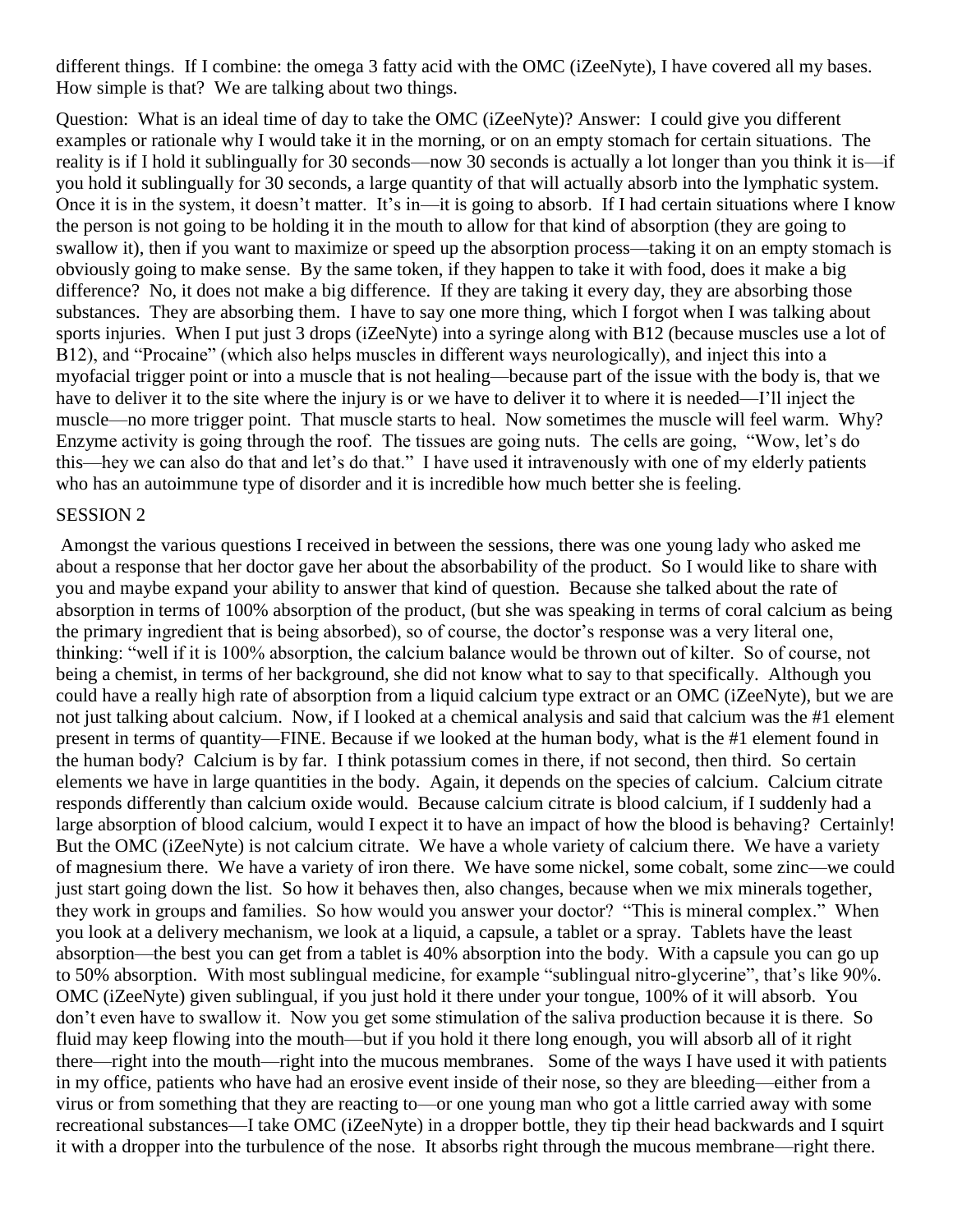different things. If I combine: the omega 3 fatty acid with the OMC (iZeeNyte), I have covered all my bases. How simple is that? We are talking about two things.

Question: What is an ideal time of day to take the OMC (iZeeNyte)? Answer: I could give you different examples or rationale why I would take it in the morning, or on an empty stomach for certain situations. The reality is if I hold it sublingually for 30 seconds—now 30 seconds is actually a lot longer than you think it is—if you hold it sublingually for 30 seconds, a large quantity of that will actually absorb into the lymphatic system. Once it is in the system, it doesn't matter. It's in—it is going to absorb. If I had certain situations where I know the person is not going to be holding it in the mouth to allow for that kind of absorption (they are going to swallow it), then if you want to maximize or speed up the absorption process—taking it on an empty stomach is obviously going to make sense. By the same token, if they happen to take it with food, does it make a big difference? No, it does not make a big difference. If they are taking it every day, they are absorbing those substances. They are absorbing them. I have to say one more thing, which I forgot when I was talking about sports injuries. When I put just 3 drops (iZeeNyte) into a syringe along with B12 (because muscles use a lot of B12), and "Procaine" (which also helps muscles in different ways neurologically), and inject this into a myofacial trigger point or into a muscle that is not healing—because part of the issue with the body is, that we have to deliver it to the site where the injury is or we have to deliver it to where it is needed—I'll inject the muscle—no more trigger point. That muscle starts to heal. Now sometimes the muscle will feel warm. Why? Enzyme activity is going through the roof. The tissues are going nuts. The cells are going, "Wow, let's do this—hey we can also do that and let's do that." I have used it intravenously with one of my elderly patients who has an autoimmune type of disorder and it is incredible how much better she is feeling.

## SESSION 2

Amongst the various questions I received in between the sessions, there was one young lady who asked me about a response that her doctor gave her about the absorbability of the product. So I would like to share with you and maybe expand your ability to answer that kind of question. Because she talked about the rate of absorption in terms of 100% absorption of the product, (but she was speaking in terms of coral calcium as being the primary ingredient that is being absorbed), so of course, the doctor's response was a very literal one, thinking: "well if it is 100% absorption, the calcium balance would be thrown out of kilter. So of course, not being a chemist, in terms of her background, she did not know what to say to that specifically. Although you could have a really high rate of absorption from a liquid calcium type extract or an OMC (iZeeNyte), but we are not just talking about calcium. Now, if I looked at a chemical analysis and said that calcium was the #1 element present in terms of quantity—FINE. Because if we looked at the human body, what is the #1 element found in the human body? Calcium is by far. I think potassium comes in there, if not second, then third. So certain elements we have in large quantities in the body. Again, it depends on the species of calcium. Calcium citrate responds differently than calcium oxide would. Because calcium citrate is blood calcium, if I suddenly had a large absorption of blood calcium, would I expect it to have an impact of how the blood is behaving? Certainly! But the OMC (iZeeNyte) is not calcium citrate. We have a whole variety of calcium there. We have a variety of magnesium there. We have a variety of iron there. We have some nickel, some cobalt, some zinc—we could just start going down the list. So how it behaves then, also changes, because when we mix minerals together, they work in groups and families. So how would you answer your doctor? "This is mineral complex." When you look at a delivery mechanism, we look at a liquid, a capsule, a tablet or a spray. Tablets have the least absorption—the best you can get from a tablet is 40% absorption into the body. With a capsule you can go up to 50% absorption. With most sublingual medicine, for example "sublingual nitro-glycerine", that's like 90%. OMC (iZeeNyte) given sublingual, if you just hold it there under your tongue, 100% of it will absorb. You don't even have to swallow it. Now you get some stimulation of the saliva production because it is there. So fluid may keep flowing into the mouth—but if you hold it there long enough, you will absorb all of it right there—right into the mouth—right into the mucous membranes. Some of the ways I have used it with patients in my office, patients who have had an erosive event inside of their nose, so they are bleeding—either from a virus or from something that they are reacting to—or one young man who got a little carried away with some recreational substances—I take OMC (iZeeNyte) in a dropper bottle, they tip their head backwards and I squirt it with a dropper into the turbulence of the nose. It absorbs right through the mucous membrane—right there.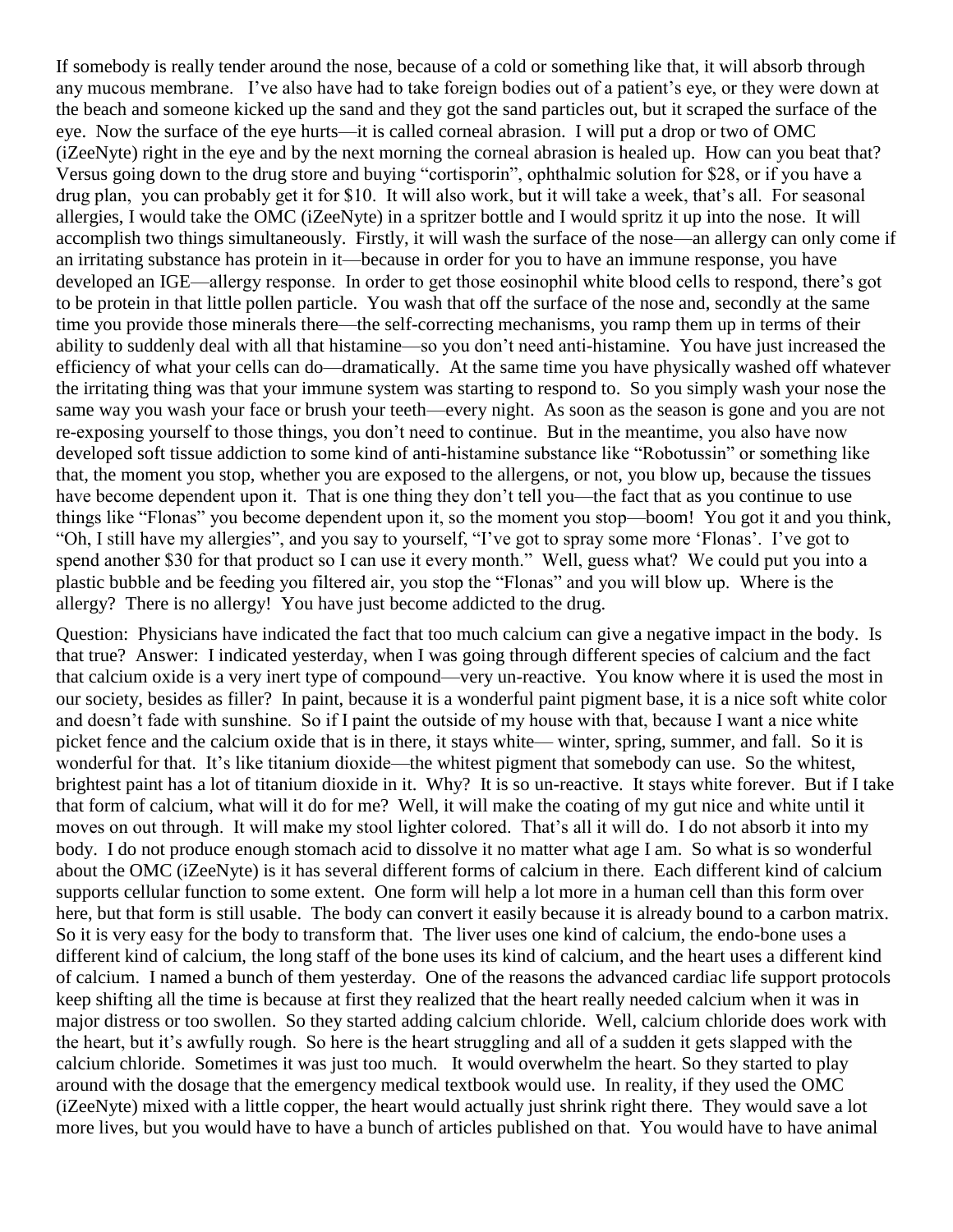If somebody is really tender around the nose, because of a cold or something like that, it will absorb through any mucous membrane. I've also have had to take foreign bodies out of a patient's eye, or they were down at the beach and someone kicked up the sand and they got the sand particles out, but it scraped the surface of the eye. Now the surface of the eye hurts—it is called corneal abrasion. I will put a drop or two of OMC (iZeeNyte) right in the eye and by the next morning the corneal abrasion is healed up. How can you beat that? Versus going down to the drug store and buying "cortisporin", ophthalmic solution for $28, or if you have a drug plan, you can probably get it for $10. It will also work, but it will take a week, that's all. For seasonal allergies, I would take the OMC (iZeeNyte) in a spritzer bottle and I would spritz it up into the nose. It will accomplish two things simultaneously. Firstly, it will wash the surface of the nose—an allergy can only come if an irritating substance has protein in it—because in order for you to have an immune response, you have developed an IGE—allergy response. In order to get those eosinophil white blood cells to respond, there's got to be protein in that little pollen particle. You wash that off the surface of the nose and, secondly at the same time you provide those minerals there—the self-correcting mechanisms, you ramp them up in terms of their ability to suddenly deal with all that histamine—so you don't need anti-histamine. You have just increased the efficiency of what your cells can do—dramatically. At the same time you have physically washed off whatever the irritating thing was that your immune system was starting to respond to. So you simply wash your nose the same way you wash your face or brush your teeth—every night. As soon as the season is gone and you are not re-exposing yourself to those things, you don't need to continue. But in the meantime, you also have now developed soft tissue addiction to some kind of anti-histamine substance like "Robotussin" or something like that, the moment you stop, whether you are exposed to the allergens, or not, you blow up, because the tissues have become dependent upon it. That is one thing they don't tell you—the fact that as you continue to use things like "Flonas" you become dependent upon it, so the moment you stop—boom! You got it and you think, "Oh, I still have my allergies", and you say to yourself, "I've got to spray some more 'Flonas'. I've got to spend another $30 for that product so I can use it every month." Well, guess what? We could put you into a plastic bubble and be feeding you filtered air, you stop the "Flonas" and you will blow up. Where is the allergy? There is no allergy! You have just become addicted to the drug.

Question: Physicians have indicated the fact that too much calcium can give a negative impact in the body. Is that true? Answer: I indicated yesterday, when I was going through different species of calcium and the fact that calcium oxide is a very inert type of compound—very un-reactive. You know where it is used the most in our society, besides as filler? In paint, because it is a wonderful paint pigment base, it is a nice soft white color and doesn't fade with sunshine. So if I paint the outside of my house with that, because I want a nice white picket fence and the calcium oxide that is in there, it stays white— winter, spring, summer, and fall. So it is wonderful for that. It's like titanium dioxide—the whitest pigment that somebody can use. So the whitest, brightest paint has a lot of titanium dioxide in it. Why? It is so un-reactive. It stays white forever. But if I take that form of calcium, what will it do for me? Well, it will make the coating of my gut nice and white until it moves on out through. It will make my stool lighter colored. That's all it will do. I do not absorb it into my body. I do not produce enough stomach acid to dissolve it no matter what age I am. So what is so wonderful about the OMC (iZeeNyte) is it has several different forms of calcium in there. Each different kind of calcium supports cellular function to some extent. One form will help a lot more in a human cell than this form over here, but that form is still usable. The body can convert it easily because it is already bound to a carbon matrix. So it is very easy for the body to transform that. The liver uses one kind of calcium, the endo-bone uses a different kind of calcium, the long staff of the bone uses its kind of calcium, and the heart uses a different kind of calcium. I named a bunch of them yesterday. One of the reasons the advanced cardiac life support protocols keep shifting all the time is because at first they realized that the heart really needed calcium when it was in major distress or too swollen. So they started adding calcium chloride. Well, calcium chloride does work with the heart, but it's awfully rough. So here is the heart struggling and all of a sudden it gets slapped with the calcium chloride. Sometimes it was just too much. It would overwhelm the heart. So they started to play around with the dosage that the emergency medical textbook would use. In reality, if they used the OMC (iZeeNyte) mixed with a little copper, the heart would actually just shrink right there. They would save a lot more lives, but you would have to have a bunch of articles published on that. You would have to have animal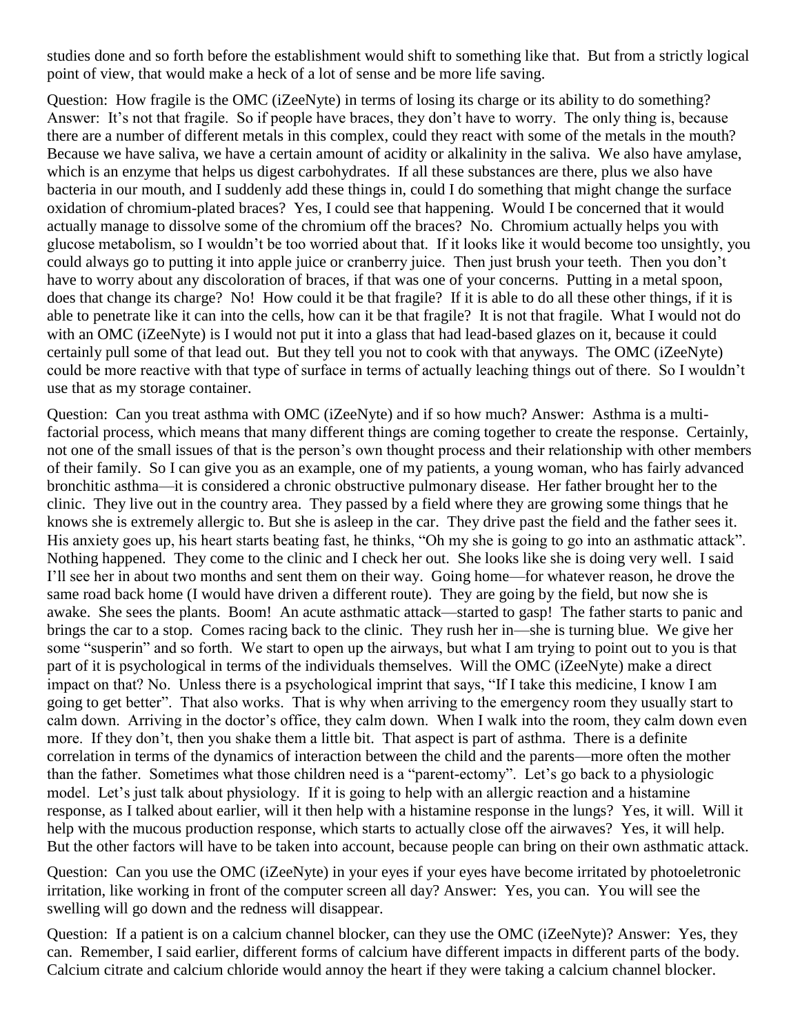studies done and so forth before the establishment would shift to something like that. But from a strictly logical point of view, that would make a heck of a lot of sense and be more life saving.

Question: How fragile is the OMC (iZeeNyte) in terms of losing its charge or its ability to do something? Answer: It's not that fragile. So if people have braces, they don't have to worry. The only thing is, because there are a number of different metals in this complex, could they react with some of the metals in the mouth? Because we have saliva, we have a certain amount of acidity or alkalinity in the saliva. We also have amylase, which is an enzyme that helps us digest carbohydrates. If all these substances are there, plus we also have bacteria in our mouth, and I suddenly add these things in, could I do something that might change the surface oxidation of chromium-plated braces? Yes, I could see that happening. Would I be concerned that it would actually manage to dissolve some of the chromium off the braces? No. Chromium actually helps you with glucose metabolism, so I wouldn't be too worried about that. If it looks like it would become too unsightly, you could always go to putting it into apple juice or cranberry juice. Then just brush your teeth. Then you don't have to worry about any discoloration of braces, if that was one of your concerns. Putting in a metal spoon, does that change its charge? No! How could it be that fragile? If it is able to do all these other things, if it is able to penetrate like it can into the cells, how can it be that fragile? It is not that fragile. What I would not do with an OMC (iZeeNyte) is I would not put it into a glass that had lead-based glazes on it, because it could certainly pull some of that lead out. But they tell you not to cook with that anyways. The OMC (iZeeNyte) could be more reactive with that type of surface in terms of actually leaching things out of there. So I wouldn't use that as my storage container.

Question: Can you treat asthma with OMC (iZeeNyte) and if so how much? Answer: Asthma is a multi-factorial process, which means that many different things are coming together to create the response. Certainly, not one of the small issues of that is the person's own thought process and their relationship with other members of their family. So I can give you as an example, one of my patients, a young woman, who has fairly advanced bronchitic asthma—it is considered a chronic obstructive pulmonary disease. Her father brought her to the clinic. They live out in the country area. They passed by a field where they are growing some things that he knows she is extremely allergic to. But she is asleep in the car. They drive past the field and the father sees it. His anxiety goes up, his heart starts beating fast, he thinks, "Oh my she is going to go into an asthmatic attack". Nothing happened. They come to the clinic and I check her out. She looks like she is doing very well. I said I'll see her in about two months and sent them on their way. Going home—for whatever reason, he drove the same road back home (I would have driven a different route). They are going by the field, but now she is awake. She sees the plants. Boom! An acute asthmatic attack—started to gasp! The father starts to panic and brings the car to a stop. Comes racing back to the clinic. They rush her in—she is turning blue. We give her some "susperin" and so forth. We start to open up the airways, but what I am trying to point out to you is that part of it is psychological in terms of the individuals themselves. Will the OMC (iZeeNyte) make a direct impact on that? No. Unless there is a psychological imprint that says, "If I take this medicine, I know I am going to get better". That also works. That is why when arriving to the emergency room they usually start to calm down. Arriving in the doctor's office, they calm down. When I walk into the room, they calm down even more. If they don't, then you shake them a little bit. That aspect is part of asthma. There is a definite correlation in terms of the dynamics of interaction between the child and the parents—more often the mother than the father. Sometimes what those children need is a "parent-ectomy". Let's go back to a physiologic model. Let's just talk about physiology. If it is going to help with an allergic reaction and a histamine response, as I talked about earlier, will it then help with a histamine response in the lungs? Yes, it will. Will it help with the mucous production response, which starts to actually close off the airwaves? Yes, it will help. But the other factors will have to be taken into account, because people can bring on their own asthmatic attack.

Question: Can you use the OMC (iZeeNyte) in your eyes if your eyes have become irritated by photoeletronic irritation, like working in front of the computer screen all day? Answer: Yes, you can. You will see the swelling will go down and the redness will disappear.

Question: If a patient is on a calcium channel blocker, can they use the OMC (iZeeNyte)? Answer: Yes, they can. Remember, I said earlier, different forms of calcium have different impacts in different parts of the body. Calcium citrate and calcium chloride would annoy the heart if they were taking a calcium channel blocker.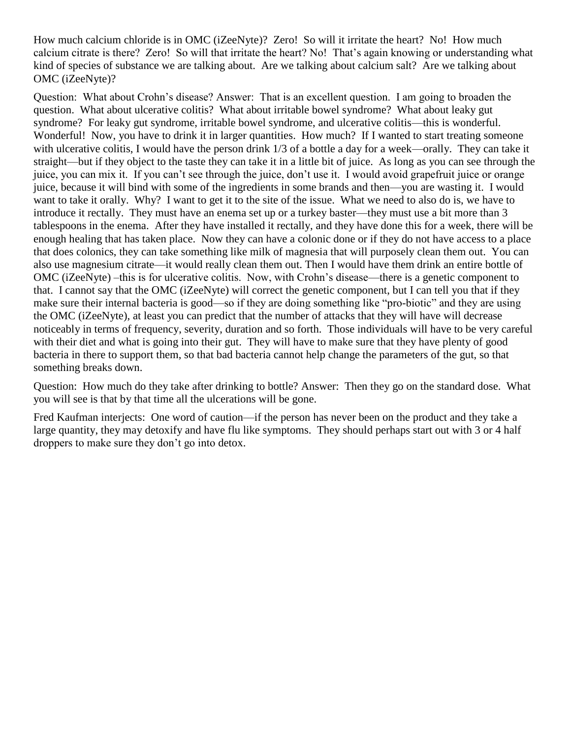How much calcium chloride is in OMC (iZeeNyte)? Zero! So will it irritate the heart? No! How much calcium citrate is there? Zero! So will that irritate the heart? No! That's again knowing or understanding what kind of species of substance we are talking about. Are we talking about calcium salt? Are we talking about OMC (iZeeNyte)?

Question: What about Crohn's disease? Answer: That is an excellent question. I am going to broaden the question. What about ulcerative colitis? What about irritable bowel syndrome? What about leaky gut syndrome? For leaky gut syndrome, irritable bowel syndrome, and ulcerative colitis—this is wonderful. Wonderful! Now, you have to drink it in larger quantities. How much? If I wanted to start treating someone with ulcerative colitis, I would have the person drink 1/3 of a bottle a day for a week—orally. They can take it straight—but if they object to the taste they can take it in a little bit of juice. As long as you can see through the juice, you can mix it. If you can't see through the juice, don't use it. I would avoid grapefruit juice or orange juice, because it will bind with some of the ingredients in some brands and then—you are wasting it. I would want to take it orally. Why? I want to get it to the site of the issue. What we need to also do is, we have to introduce it rectally. They must have an enema set up or a turkey baster—they must use a bit more than 3 tablespoons in the enema. After they have installed it rectally, and they have done this for a week, there will be enough healing that has taken place. Now they can have a colonic done or if they do not have access to a place that does colonics, they can take something like milk of magnesia that will purposely clean them out. You can also use magnesium citrate—it would really clean them out. Then I would have them drink an entire bottle of OMC (iZeeNyte) –this is for ulcerative colitis. Now, with Crohn's disease—there is a genetic component to that. I cannot say that the OMC (iZeeNyte) will correct the genetic component, but I can tell you that if they make sure their internal bacteria is good—so if they are doing something like "pro-biotic" and they are using the OMC (iZeeNyte), at least you can predict that the number of attacks that they will have will decrease noticeably in terms of frequency, severity, duration and so forth. Those individuals will have to be very careful with their diet and what is going into their gut. They will have to make sure that they have plenty of good bacteria in there to support them, so that bad bacteria cannot help change the parameters of the gut, so that something breaks down.

Question: How much do they take after drinking to bottle? Answer: Then they go on the standard dose. What you will see is that by that time all the ulcerations will be gone.

Fred Kaufman interjects: One word of caution—if the person has never been on the product and they take a large quantity, they may detoxify and have flu like symptoms. They should perhaps start out with 3 or 4 half droppers to make sure they don't go into detox.